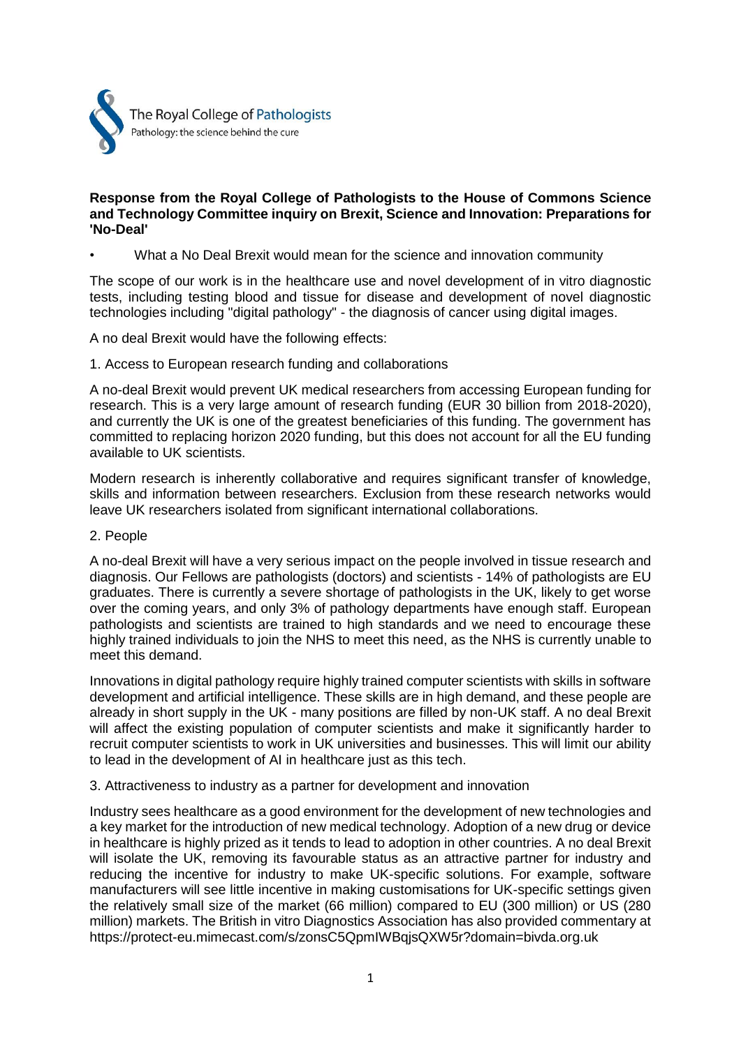The Royal College of Pathologists
Pathology: the science behind the cure

**Response from the Royal College of Pathologists to the House of Commons Science and Technology Committee inquiry on Brexit, Science and Innovation: Preparations for 'No-Deal'**

- What a No Deal Brexit would mean for the science and innovation community

The scope of our work is in the healthcare use and novel development of in vitro diagnostic tests, including testing blood and tissue for disease and development of novel diagnostic technologies including "digital pathology" - the diagnosis of cancer using digital images.

A no deal Brexit would have the following effects:

1. Access to European research funding and collaborations

A no-deal Brexit would prevent UK medical researchers from accessing European funding for research. This is a very large amount of research funding (EUR 30 billion from 2018-2020), and currently the UK is one of the greatest beneficiaries of this funding. The government has committed to replacing horizon 2020 funding, but this does not account for all the EU funding available to UK scientists.

Modern research is inherently collaborative and requires significant transfer of knowledge, skills and information between researchers. Exclusion from these research networks would leave UK researchers isolated from significant international collaborations.

2. People

A no-deal Brexit will have a very serious impact on the people involved in tissue research and diagnosis. Our Fellows are pathologists (doctors) and scientists - 14% of pathologists are EU graduates. There is currently a severe shortage of pathologists in the UK, likely to get worse over the coming years, and only 3% of pathology departments have enough staff. European pathologists and scientists are trained to high standards and we need to encourage these highly trained individuals to join the NHS to meet this need, as the NHS is currently unable to meet this demand.

Innovations in digital pathology require highly trained computer scientists with skills in software development and artificial intelligence. These skills are in high demand, and these people are already in short supply in the UK - many positions are filled by non-UK staff. A no deal Brexit will affect the existing population of computer scientists and make it significantly harder to recruit computer scientists to work in UK universities and businesses. This will limit our ability to lead in the development of AI in healthcare just as this tech.

3. Attractiveness to industry as a partner for development and innovation

Industry sees healthcare as a good environment for the development of new technologies and a key market for the introduction of new medical technology. Adoption of a new drug or device in healthcare is highly prized as it tends to lead to adoption in other countries. A no deal Brexit will isolate the UK, removing its favourable status as an attractive partner for industry and reducing the incentive for industry to make UK-specific solutions. For example, software manufacturers will see little incentive in making customisations for UK-specific settings given the relatively small size of the market (66 million) compared to EU (300 million) or US (280 million) markets. The British in vitro Diagnostics Association has also provided commentary at https://protect-eu.mimecast.com/s/zonsC5QpmIWBqjsQXW5r?domain=bivda.org.uk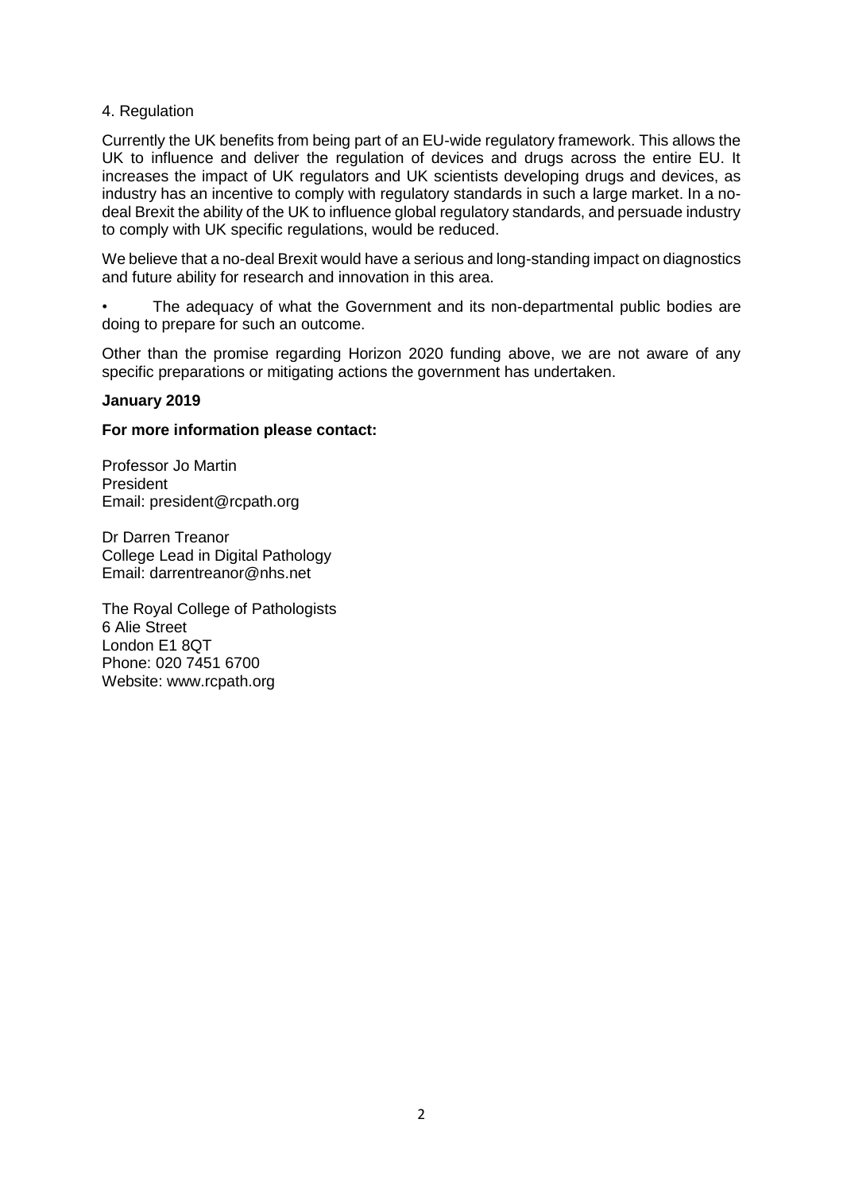4. Regulation

Currently the UK benefits from being part of an EU-wide regulatory framework. This allows the UK to influence and deliver the regulation of devices and drugs across the entire EU. It increases the impact of UK regulators and UK scientists developing drugs and devices, as industry has an incentive to comply with regulatory standards in such a large market. In a no-deal Brexit the ability of the UK to influence global regulatory standards, and persuade industry to comply with UK specific regulations, would be reduced.

We believe that a no-deal Brexit would have a serious and long-standing impact on diagnostics and future ability for research and innovation in this area.

- The adequacy of what the Government and its non-departmental public bodies are doing to prepare for such an outcome.

Other than the promise regarding Horizon 2020 funding above, we are not aware of any specific preparations or mitigating actions the government has undertaken.

**January 2019**

**For more information please contact:**

Professor Jo Martin
President
Email: president@rcpath.org

Dr Darren Treanor
College Lead in Digital Pathology
Email: darrentreanor@nhs.net

The Royal College of Pathologists
6 Alie Street
London E1 8QT
Phone: 020 7451 6700
Website: www.rcpath.org